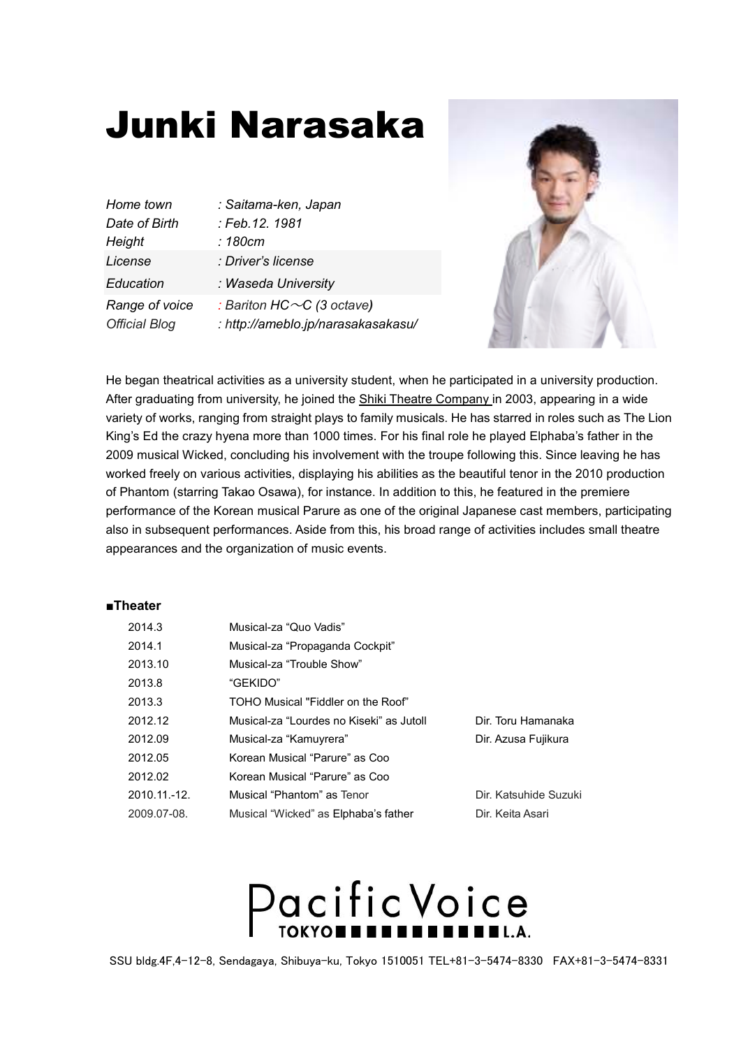# Junki Narasaka

| | |
|---|---|
| *Home town* | *: Saitama-ken, Japan* |
| *Date of Birth* | *: Feb.12. 1981* |
| *Height* | *: 180cm* |
| *License* | *: Driver's license* |
| *Education* | *: Waseda University* |
| *Range of voice* | *: Bariton HC～C (3 octave)* |
| *Official Blog* | *: http://ameblo.jp/narasakasakasu/* |

He began theatrical activities as a university student, when he participated in a university production. After graduating from university, he joined the Shiki Theatre Company in 2003, appearing in a wide variety of works, ranging from straight plays to family musicals. He has starred in roles such as The Lion King's Ed the crazy hyena more than 1000 times. For his final role he played Elphaba's father in the 2009 musical Wicked, concluding his involvement with the troupe following this. Since leaving he has worked freely on various activities, displaying his abilities as the beautiful tenor in the 2010 production of Phantom (starring Takao Osawa), for instance. In addition to this, he featured in the premiere performance of the Korean musical Parure as one of the original Japanese cast members, participating also in subsequent performances. Aside from this, his broad range of activities includes small theatre appearances and the organization of music events.

**■Theater**

| | | |
|---|---|---|
| 2014.3 | Musical-za "Quo Vadis" | |
| 2014.1 | Musical-za "Propaganda Cockpit" | |
| 2013.10 | Musical-za "Trouble Show" | |
| 2013.8 | "GEKIDO" | |
| 2013.3 | TOHO Musical "Fiddler on the Roof" | |
| 2012.12 | Musical-za "Lourdes no Kiseki" as Jutoll | Dir. Toru Hamanaka |
| 2012.09 | Musical-za "Kamuyrera" | Dir. Azusa Fujikura |
| 2012.05 | Korean Musical "Parure" as Coo | |
| 2012.02 | Korean Musical "Parure" as Coo | |
| 2010.11.-12. | Musical "Phantom" as Tenor | Dir. Katsuhide Suzuki |
| 2009.07-08. | Musical "Wicked" as Elphaba's father | Dir. Keita Asari |

Pacific Voice TOKYO L.A.

SSU bldg.4F,4-12-8, Sendagaya, Shibuya-ku, Tokyo 1510051 TEL+81-3-5474-8330 FAX+81-3-5474-8331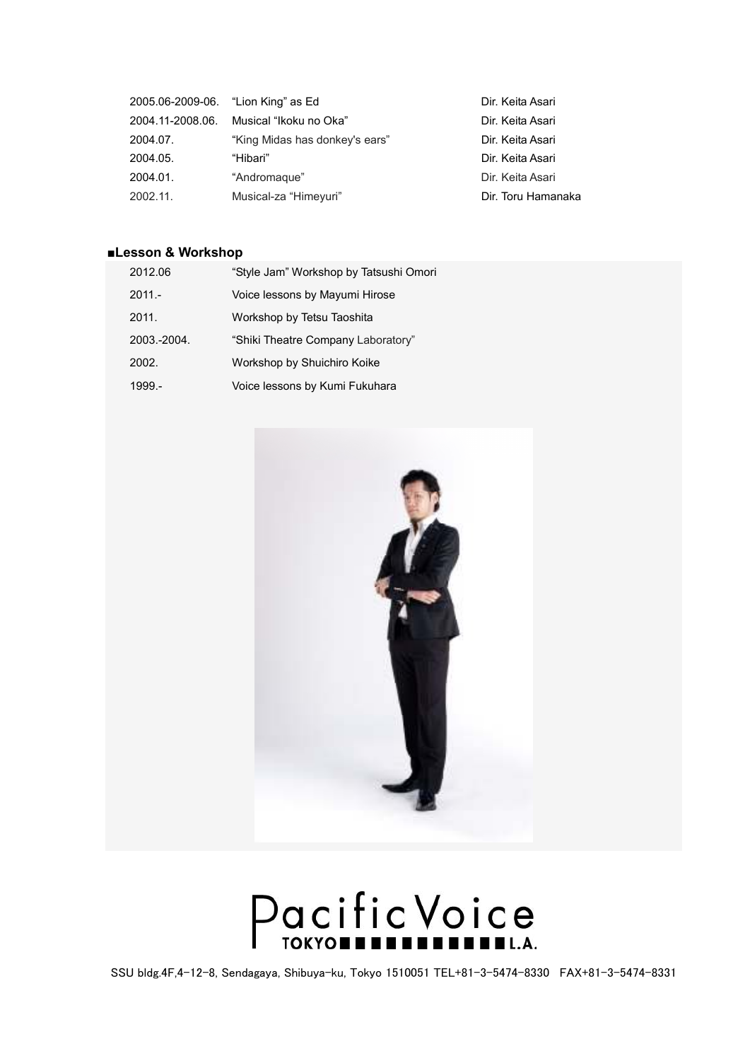| | | |
|---|---|---|
| 2005.06-2009-06. | "Lion King" as Ed | Dir. Keita Asari |
| 2004.11-2008.06. | Musical "Ikoku no Oka" | Dir. Keita Asari |
| 2004.07. | "King Midas has donkey's ears" | Dir. Keita Asari |
| 2004.05. | "Hibari" | Dir. Keita Asari |
| 2004.01. | "Andromaque" | Dir. Keita Asari |
| 2002.11. | Musical-za "Himeyuri" | Dir. Toru Hamanaka |

## ■Lesson & Workshop

| | |
|---|---|
| 2012.06 | "Style Jam" Workshop by Tatsushi Omori |
| 2011.- | Voice lessons by Mayumi Hirose |
| 2011. | Workshop by Tetsu Taoshita |
| 2003.-2004. | "Shiki Theatre Company Laboratory" |
| 2002. | Workshop by Shuichiro Koike |
| 1999.- | Voice lessons by Kumi Fukuhara |

Pacific Voice
TOKYO L.A.

SSU bldg.4F,4-12-8, Sendagaya, Shibuya-ku, Tokyo 1510051 TEL+81-3-5474-8330 FAX+81-3-5474-8331